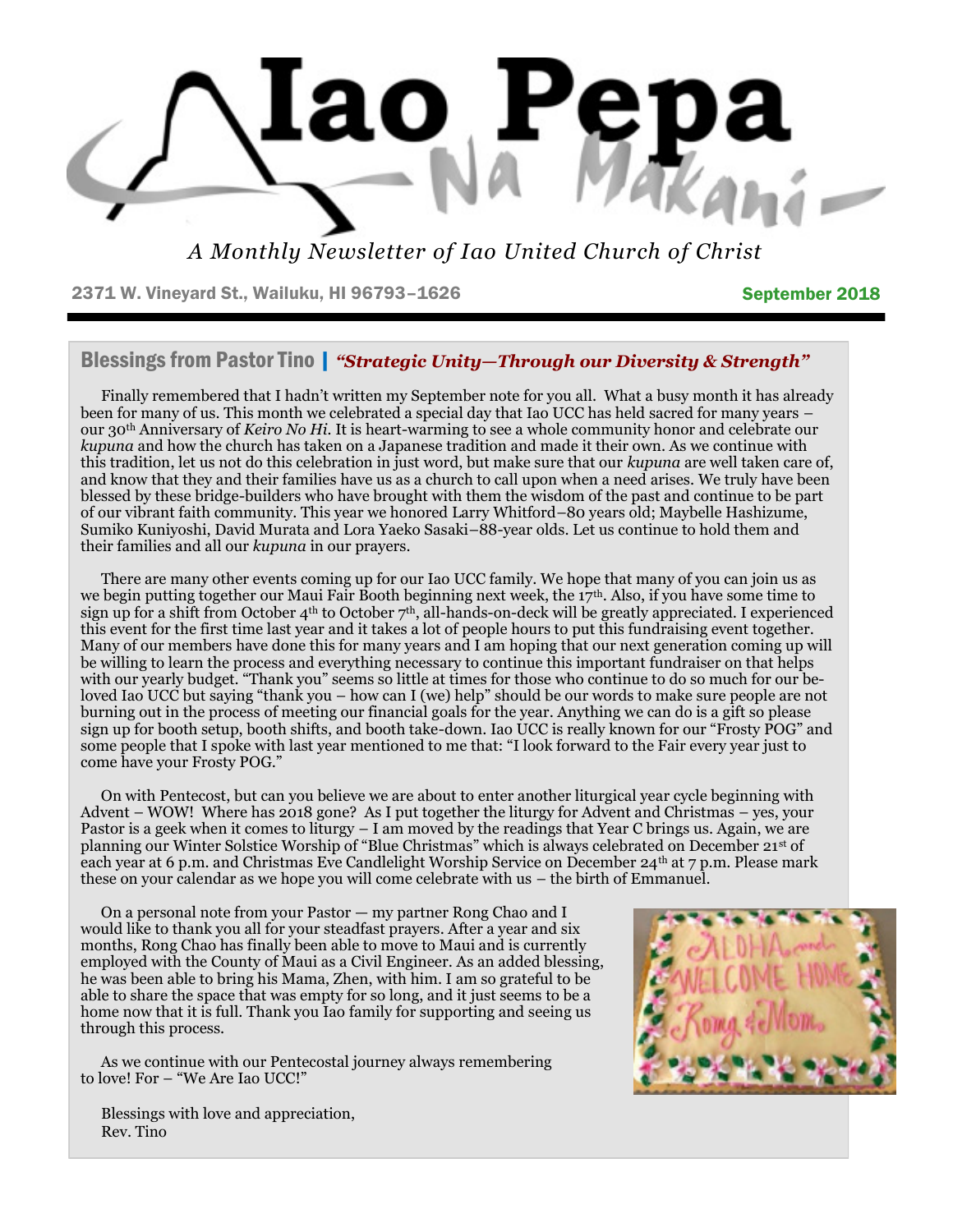# Iao Pepa

## Na Makani

*A Monthly Newsletter of Iao United Church of Christ*

2371 W. Vineyard St., Wailuku, HI 96793–1626

**September 2018**

## Blessings from Pastor Tino | *"Strategic Unity—Through our Diversity & Strength"*

Finally remembered that I hadn't written my September note for you all. What a busy month it has already been for many of us. This month we celebrated a special day that Iao UCC has held sacred for many years – our 30th Anniversary of *Keiro No Hi*. It is heart-warming to see a whole community honor and celebrate our *kupuna* and how the church has taken on a Japanese tradition and made it their own. As we continue with this tradition, let us not do this celebration in just word, but make sure that our *kupuna* are well taken care of, and know that they and their families have us as a church to call upon when a need arises. We truly have been blessed by these bridge-builders who have brought with them the wisdom of the past and continue to be part of our vibrant faith community. This year we honored Larry Whitford–80 years old; Maybelle Hashizume, Sumiko Kuniyoshi, David Murata and Lora Yaeko Sasaki–88-year olds. Let us continue to hold them and their families and all our *kupuna* in our prayers.

There are many other events coming up for our Iao UCC family. We hope that many of you can join us as we begin putting together our Maui Fair Booth beginning next week, the 17th. Also, if you have some time to sign up for a shift from October 4th to October 7th, all-hands-on-deck will be greatly appreciated. I experienced this event for the first time last year and it takes a lot of people hours to put this fundraising event together. Many of our members have done this for many years and I am hoping that our next generation coming up will be willing to learn the process and everything necessary to continue this important fundraiser on that helps with our yearly budget. "Thank you" seems so little at times for those who continue to do so much for our be-loved Iao UCC but saying "thank you – how can I (we) help" should be our words to make sure people are not burning out in the process of meeting our financial goals for the year. Anything we can do is a gift so please sign up for booth setup, booth shifts, and booth take-down. Iao UCC is really known for our "Frosty POG" and some people that I spoke with last year mentioned to me that: "I look forward to the Fair every year just to come have your Frosty POG."

On with Pentecost, but can you believe we are about to enter another liturgical year cycle beginning with Advent – WOW! Where has 2018 gone? As I put together the liturgy for Advent and Christmas – yes, your Pastor is a geek when it comes to liturgy – I am moved by the readings that Year C brings us. Again, we are planning our Winter Solstice Worship of "Blue Christmas" which is always celebrated on December 21st of each year at 6 p.m. and Christmas Eve Candlelight Worship Service on December 24th at 7 p.m. Please mark these on your calendar as we hope you will come celebrate with us – the birth of Emmanuel.

On a personal note from your Pastor — my partner Rong Chao and I would like to thank you all for your steadfast prayers. After a year and six months, Rong Chao has finally been able to move to Maui and is currently employed with the County of Maui as a Civil Engineer. As an added blessing, he was been able to bring his Mama, Zhen, with him. I am so grateful to be able to share the space that was empty for so long, and it just seems to be a home now that it is full. Thank you Iao family for supporting and seeing us through this process.

As we continue with our Pentecostal journey always remembering to love! For – "We Are Iao UCC!"

Blessings with love and appreciation,
Rev. Tino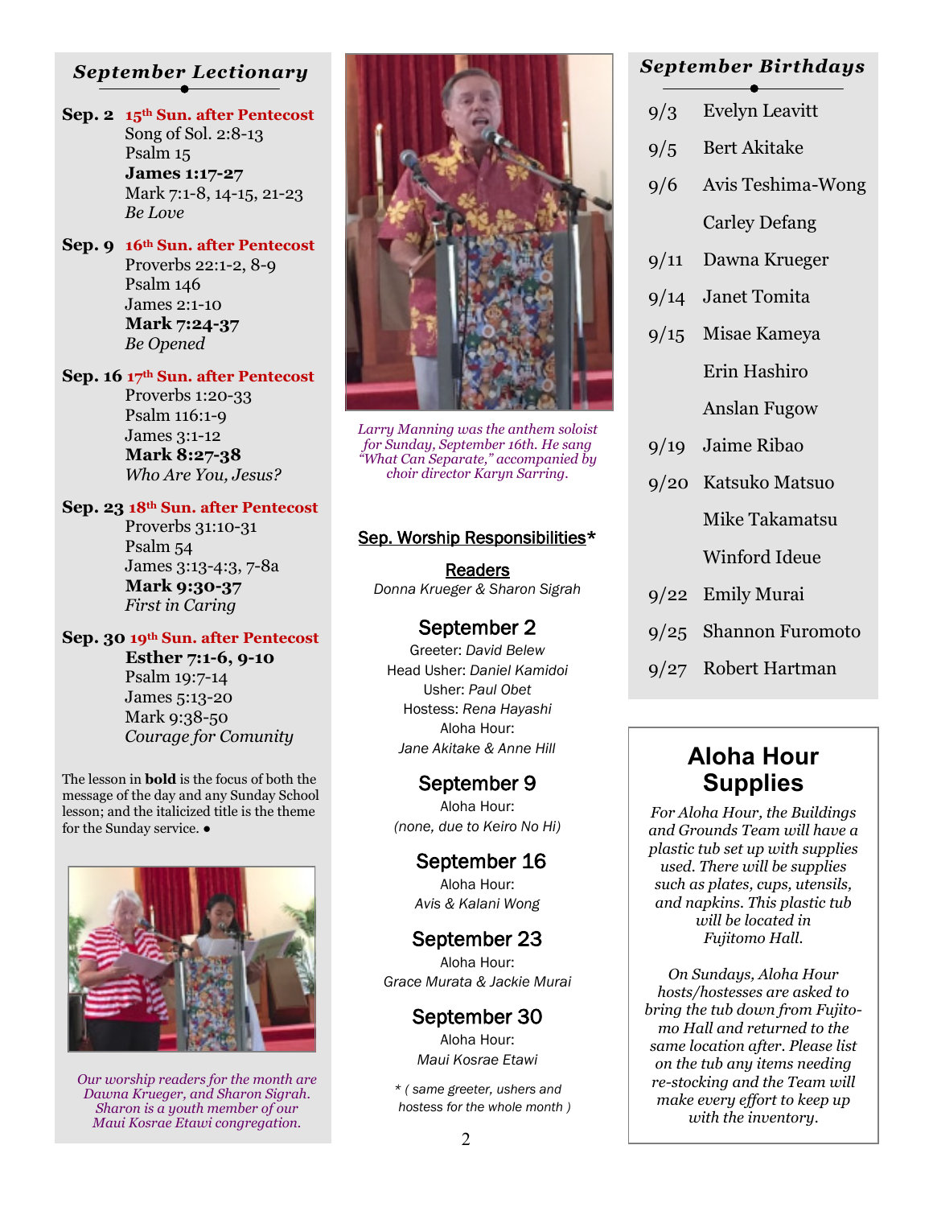## September Lectionary

**Sep. 2** 15th Sun. after Pentecost
Song of Sol. 2:8-13
Psalm 15
**James 1:17-27**
Mark 7:1-8, 14-15, 21-23
*Be Love*

**Sep. 9** 16th Sun. after Pentecost
Proverbs 22:1-2, 8-9
Psalm 146
James 2:1-10
**Mark 7:24-37**
*Be Opened*

**Sep. 16** 17th Sun. after Pentecost
Proverbs 1:20-33
Psalm 116:1-9
James 3:1-12
**Mark 8:27-38**
*Who Are You, Jesus?*

**Sep. 23** 18th Sun. after Pentecost
Proverbs 31:10-31
Psalm 54
James 3:13-4:3, 7-8a
**Mark 9:30-37**
*First in Caring*

**Sep. 30** 19th Sun. after Pentecost
**Esther 7:1-6, 9-10**
Psalm 19:7-14
James 5:13-20
Mark 9:38-50
*Courage for Comunity*

The lesson in **bold** is the focus of both the message of the day and any Sunday School lesson; and the italicized title is the theme for the Sunday service. ●

*Our worship readers for the month are Dawna Krueger, and Sharon Sigrah. Sharon is a youth member of our Maui Kosrae Etawi congregation.*

*Larry Manning was the anthem soloist for Sunday, September 16th. He sang "What Can Separate," accompanied by choir director Karyn Sarring.*

## Sep. Worship Responsibilities*

**Readers**
*Donna Krueger & Sharon Sigrah*

### September 2

Greeter: *David Belew*
Head Usher: *Daniel Kamidoi*
Usher: *Paul Obet*
Hostess: *Rena Hayashi*
Aloha Hour:
*Jane Akitake & Anne Hill*

### September 9

Aloha Hour:
*(none, due to Keiro No Hi)*

### September 16

Aloha Hour:
*Avis & Kalani Wong*

### September 23

Aloha Hour:
*Grace Murata & Jackie Murai*

### September 30

Aloha Hour:
*Maui Kosrae Etawi*

\* *( same greeter, ushers and hostess for the whole month )*

## September Birthdays

| | |
|---|---|
| 9/3 | Evelyn Leavitt |
| 9/5 | Bert Akitake |
| 9/6 | Avis Teshima-Wong |
| | Carley Defang |
| 9/11 | Dawna Krueger |
| 9/14 | Janet Tomita |
| 9/15 | Misae Kameya |
| | Erin Hashiro |
| | Anslan Fugow |
| 9/19 | Jaime Ribao |
| 9/20 | Katsuko Matsuo |
| | Mike Takamatsu |
| | Winford Ideue |
| 9/22 | Emily Murai |
| 9/25 | Shannon Furomoto |
| 9/27 | Robert Hartman |

## Aloha Hour Supplies

*For Aloha Hour, the Buildings and Grounds Team will have a plastic tub set up with supplies used. There will be supplies such as plates, cups, utensils, and napkins. This plastic tub will be located in Fujitomo Hall.*

*On Sundays, Aloha Hour hosts/hostesses are asked to bring the tub down from Fujitomo Hall and returned to the same location after. Please list on the tub any items needing re-stocking and the Team will make every effort to keep up with the inventory.*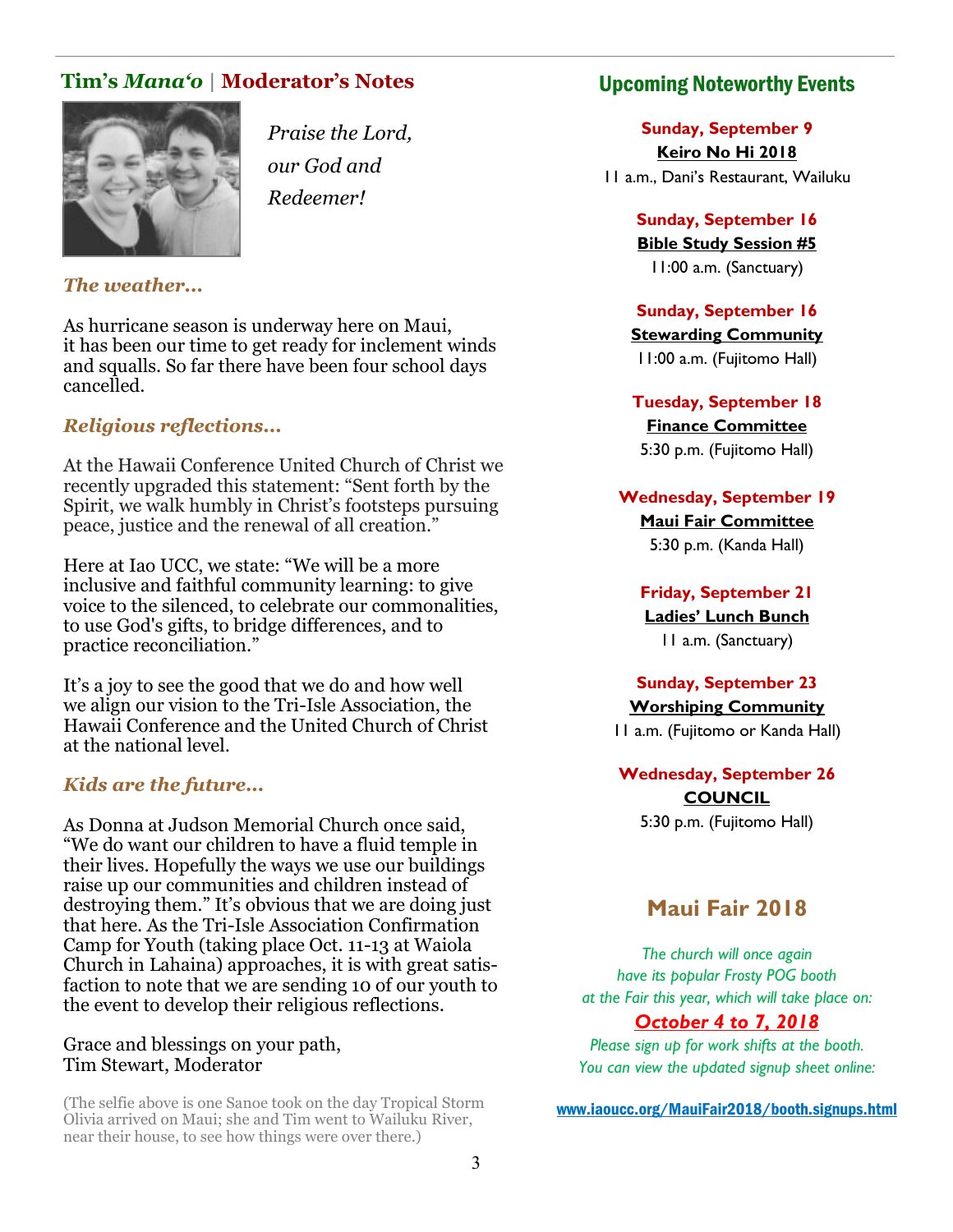## Tim's *Mana'o* | Moderator's Notes

*Praise the Lord, our God and Redeemer!*

### *The weather…*

As hurricane season is underway here on Maui, it has been our time to get ready for inclement winds and squalls. So far there have been four school days cancelled.

### *Religious reflections…*

At the Hawaii Conference United Church of Christ we recently upgraded this statement: "Sent forth by the Spirit, we walk humbly in Christ's footsteps pursuing peace, justice and the renewal of all creation."

Here at Iao UCC, we state: "We will be a more inclusive and faithful community learning: to give voice to the silenced, to celebrate our commonalities, to use God's gifts, to bridge differences, and to practice reconciliation."

It's a joy to see the good that we do and how well we align our vision to the Tri-Isle Association, the Hawaii Conference and the United Church of Christ at the national level.

### *Kids are the future…*

As Donna at Judson Memorial Church once said, "We do want our children to have a fluid temple in their lives. Hopefully the ways we use our buildings raise up our communities and children instead of destroying them." It's obvious that we are doing just that here. As the Tri-Isle Association Confirmation Camp for Youth (taking place Oct. 11-13 at Waiola Church in Lahaina) approaches, it is with great satisfaction to note that we are sending 10 of our youth to the event to develop their religious reflections.

Grace and blessings on your path,
Tim Stewart, Moderator

(The selfie above is one Sanoe took on the day Tropical Storm Olivia arrived on Maui; she and Tim went to Wailuku River, near their house, to see how things were over there.)

## Upcoming Noteworthy Events

**Sunday, September 9**
**Keiro No Hi 2018**
11 a.m., Dani's Restaurant, Wailuku

**Sunday, September 16**
**Bible Study Session #5**
11:00 a.m. (Sanctuary)

**Sunday, September 16**
**Stewarding Community**
11:00 a.m. (Fujitomo Hall)

**Tuesday, September 18**
**Finance Committee**
5:30 p.m. (Fujitomo Hall)

**Wednesday, September 19**
**Maui Fair Committee**
5:30 p.m. (Kanda Hall)

**Friday, September 21**
**Ladies' Lunch Bunch**
11 a.m. (Sanctuary)

**Sunday, September 23**
**Worshiping Community**
11 a.m. (Fujitomo or Kanda Hall)

**Wednesday, September 26**
**COUNCIL**
5:30 p.m. (Fujitomo Hall)

## Maui Fair 2018

*The church will once again have its popular Frosty POG booth at the Fair this year, which will take place on:*

***October 4 to 7, 2018***

*Please sign up for work shifts at the booth. You can view the updated signup sheet online:*

www.iaoucc.org/MauiFair2018/booth.signups.html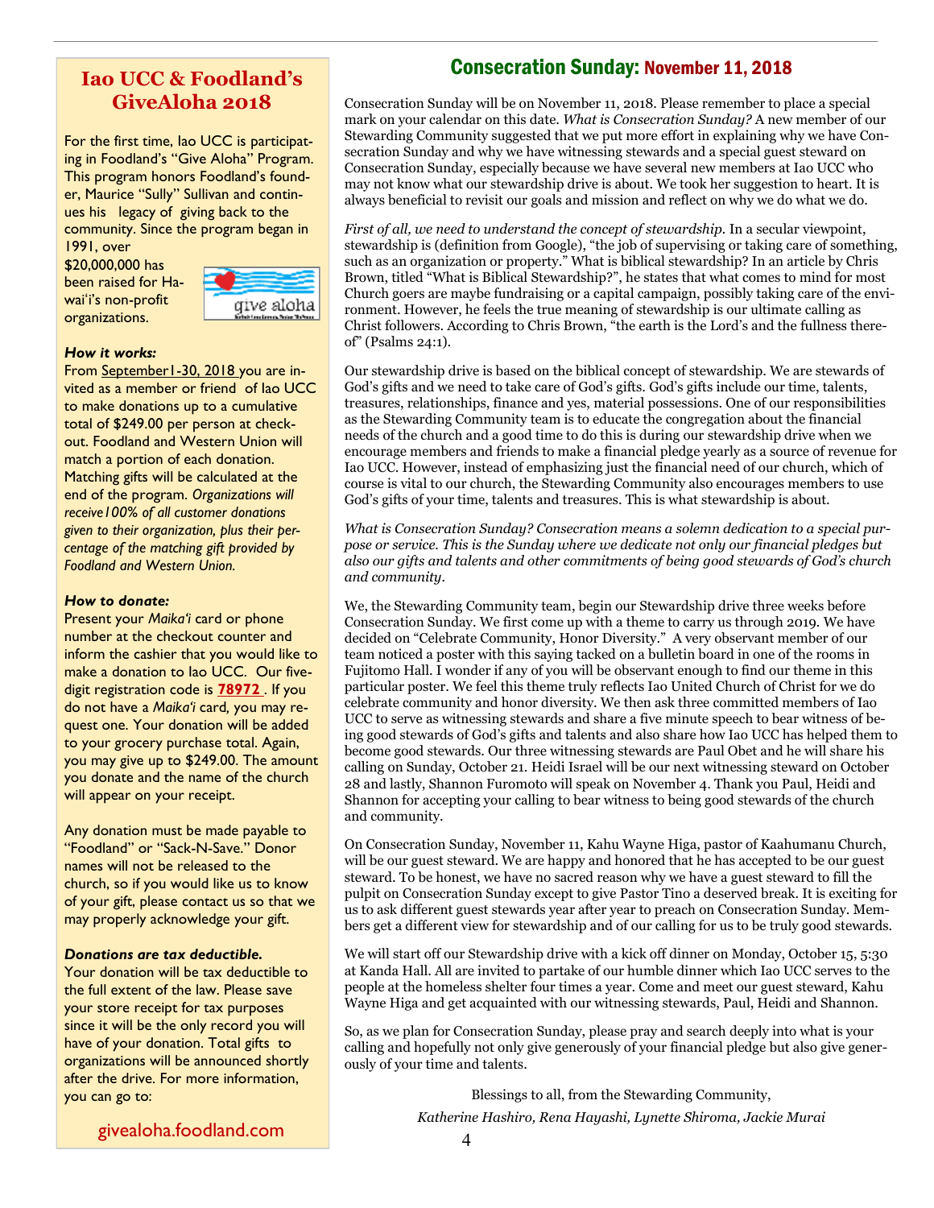## Iao UCC & Foodland's GiveAloha 2018

For the first time, Iao UCC is participating in Foodland's "Give Aloha" Program. This program honors Foodland's founder, Maurice "Sully" Sullivan and continues his legacy of giving back to the community. Since the program began in 1991, over $20,000,000 has been raised for Hawai'i's non-profit organizations.

***How it works:***
From September1-30, 2018 you are invited as a member or friend of Iao UCC to make donations up to a cumulative total of $249.00 per person at checkout. Foodland and Western Union will match a portion of each donation. Matching gifts will be calculated at the end of the program. *Organizations will receive100% of all customer donations given to their organization, plus their percentage of the matching gift provided by Foodland and Western Union.*

***How to donate:***
Present your *Maika'i* card or phone number at the checkout counter and inform the cashier that you would like to make a donation to Iao UCC. Our five-digit registration code is **78972** . If you do not have a *Maika'i* card, you may request one. Your donation will be added to your grocery purchase total. Again, you may give up to $249.00. The amount you donate and the name of the church will appear on your receipt.

Any donation must be made payable to "Foodland" or "Sack-N-Save." Donor names will not be released to the church, so if you would like us to know of your gift, please contact us so that we may properly acknowledge your gift.

***Donations are tax deductible.***
Your donation will be tax deductible to the full extent of the law. Please save your store receipt for tax purposes since it will be the only record you will have of your donation. Total gifts to organizations will be announced shortly after the drive. For more information, you can go to:

givealoha.foodland.com

## Consecration Sunday: November 11, 2018

Consecration Sunday will be on November 11, 2018. Please remember to place a special mark on your calendar on this date. *What is Consecration Sunday?* A new member of our Stewarding Community suggested that we put more effort in explaining why we have Consecration Sunday and why we have witnessing stewards and a special guest steward on Consecration Sunday, especially because we have several new members at Iao UCC who may not know what our stewardship drive is about. We took her suggestion to heart. It is always beneficial to revisit our goals and mission and reflect on why we do what we do.

*First of all, we need to understand the concept of stewardship.* In a secular viewpoint, stewardship is (definition from Google), "the job of supervising or taking care of something, such as an organization or property." What is biblical stewardship? In an article by Chris Brown, titled "What is Biblical Stewardship?", he states that what comes to mind for most Church goers are maybe fundraising or a capital campaign, possibly taking care of the environment. However, he feels the true meaning of stewardship is our ultimate calling as Christ followers. According to Chris Brown, "the earth is the Lord's and the fullness thereof" (Psalms 24:1).

Our stewardship drive is based on the biblical concept of stewardship. We are stewards of God's gifts and we need to take care of God's gifts. God's gifts include our time, talents, treasures, relationships, finance and yes, material possessions. One of our responsibilities as the Stewarding Community team is to educate the congregation about the financial needs of the church and a good time to do this is during our stewardship drive when we encourage members and friends to make a financial pledge yearly as a source of revenue for Iao UCC. However, instead of emphasizing just the financial need of our church, which of course is vital to our church, the Stewarding Community also encourages members to use God's gifts of your time, talents and treasures. This is what stewardship is about.

*What is Consecration Sunday? Consecration means a solemn dedication to a special purpose or service. This is the Sunday where we dedicate not only our financial pledges but also our gifts and talents and other commitments of being good stewards of God's church and community.*

We, the Stewarding Community team, begin our Stewardship drive three weeks before Consecration Sunday. We first come up with a theme to carry us through 2019. We have decided on "Celebrate Community, Honor Diversity." A very observant member of our team noticed a poster with this saying tacked on a bulletin board in one of the rooms in Fujitomo Hall. I wonder if any of you will be observant enough to find our theme in this particular poster. We feel this theme truly reflects Iao United Church of Christ for we do celebrate community and honor diversity. We then ask three committed members of Iao UCC to serve as witnessing stewards and share a five minute speech to bear witness of being good stewards of God's gifts and talents and also share how Iao UCC has helped them to become good stewards. Our three witnessing stewards are Paul Obet and he will share his calling on Sunday, October 21. Heidi Israel will be our next witnessing steward on October 28 and lastly, Shannon Furomoto will speak on November 4. Thank you Paul, Heidi and Shannon for accepting your calling to bear witness to being good stewards of the church and community.

On Consecration Sunday, November 11, Kahu Wayne Higa, pastor of Kaahumanu Church, will be our guest steward. We are happy and honored that he has accepted to be our guest steward. To be honest, we have no sacred reason why we have a guest steward to fill the pulpit on Consecration Sunday except to give Pastor Tino a deserved break. It is exciting for us to ask different guest stewards year after year to preach on Consecration Sunday. Members get a different view for stewardship and of our calling for us to be truly good stewards.

We will start off our Stewardship drive with a kick off dinner on Monday, October 15, 5:30 at Kanda Hall. All are invited to partake of our humble dinner which Iao UCC serves to the people at the homeless shelter four times a year. Come and meet our guest steward, Kahu Wayne Higa and get acquainted with our witnessing stewards, Paul, Heidi and Shannon.

So, as we plan for Consecration Sunday, please pray and search deeply into what is your calling and hopefully not only give generously of your financial pledge but also give generously of your time and talents.

Blessings to all, from the Stewarding Community,

*Katherine Hashiro, Rena Hayashi, Lynette Shiroma, Jackie Murai*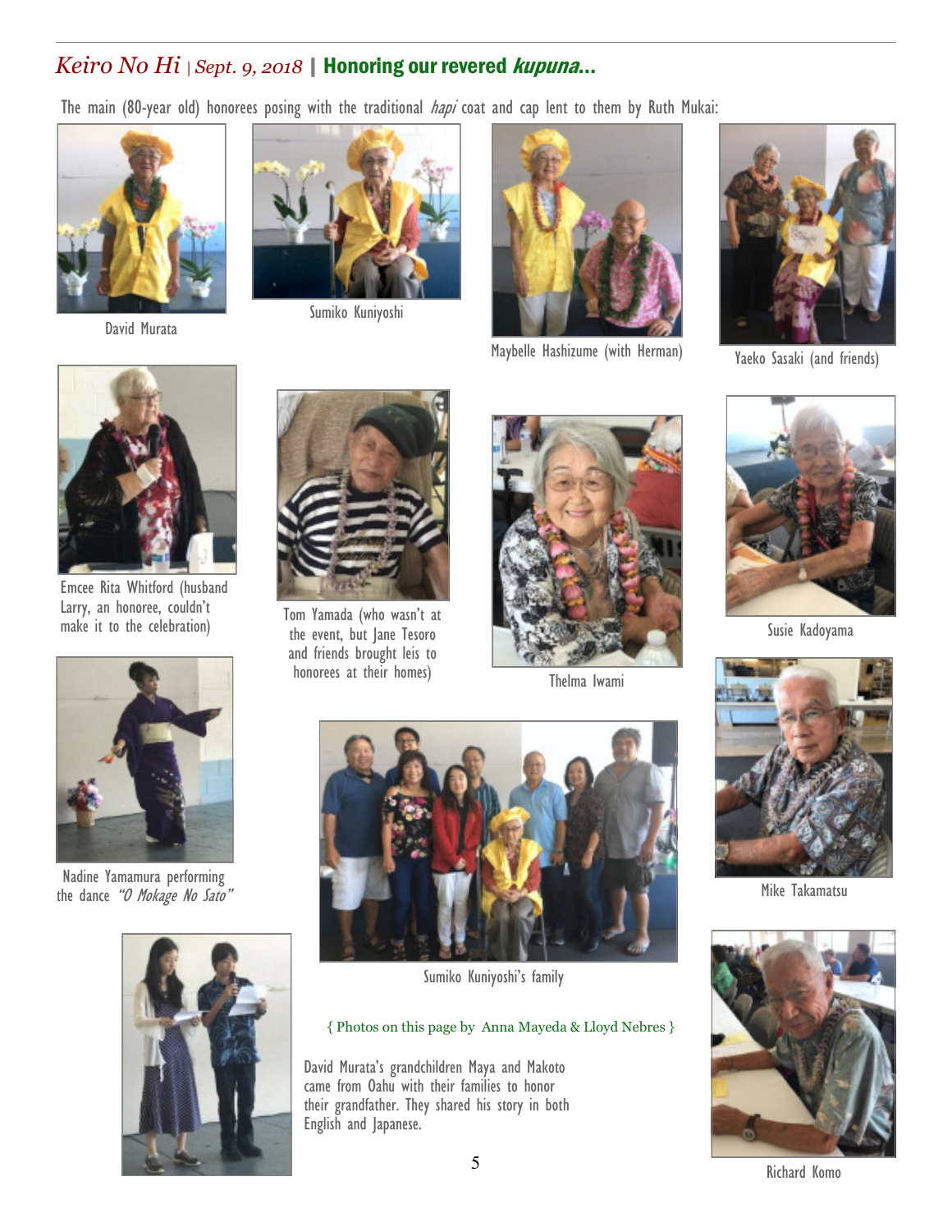## *Keiro No Hi* | *Sept. 9, 2018* | **Honoring our revered *kupuna*...**

The main (80-year old) honorees posing with the traditional *hapi* coat and cap lent to them by Ruth Mukai:

David Murata

Sumiko Kuniyoshi

Maybelle Hashizume (with Herman)

Yaeko Sasaki (and friends)

Emcee Rita Whitford (husband Larry, an honoree, couldn't make it to the celebration)

Tom Yamada (who wasn't at the event, but Jane Tesoro and friends brought leis to honorees at their homes)

Thelma Iwami

Susie Kadoyama

Nadine Yamamura performing the dance *"O Mokage No Sato"*

Sumiko Kuniyoshi's family

Mike Takamatsu

{ Photos on this page by Anna Mayeda & Lloyd Nebres }

David Murata's grandchildren Maya and Makoto came from Oahu with their families to honor their grandfather. They shared his story in both English and Japanese.

Richard Komo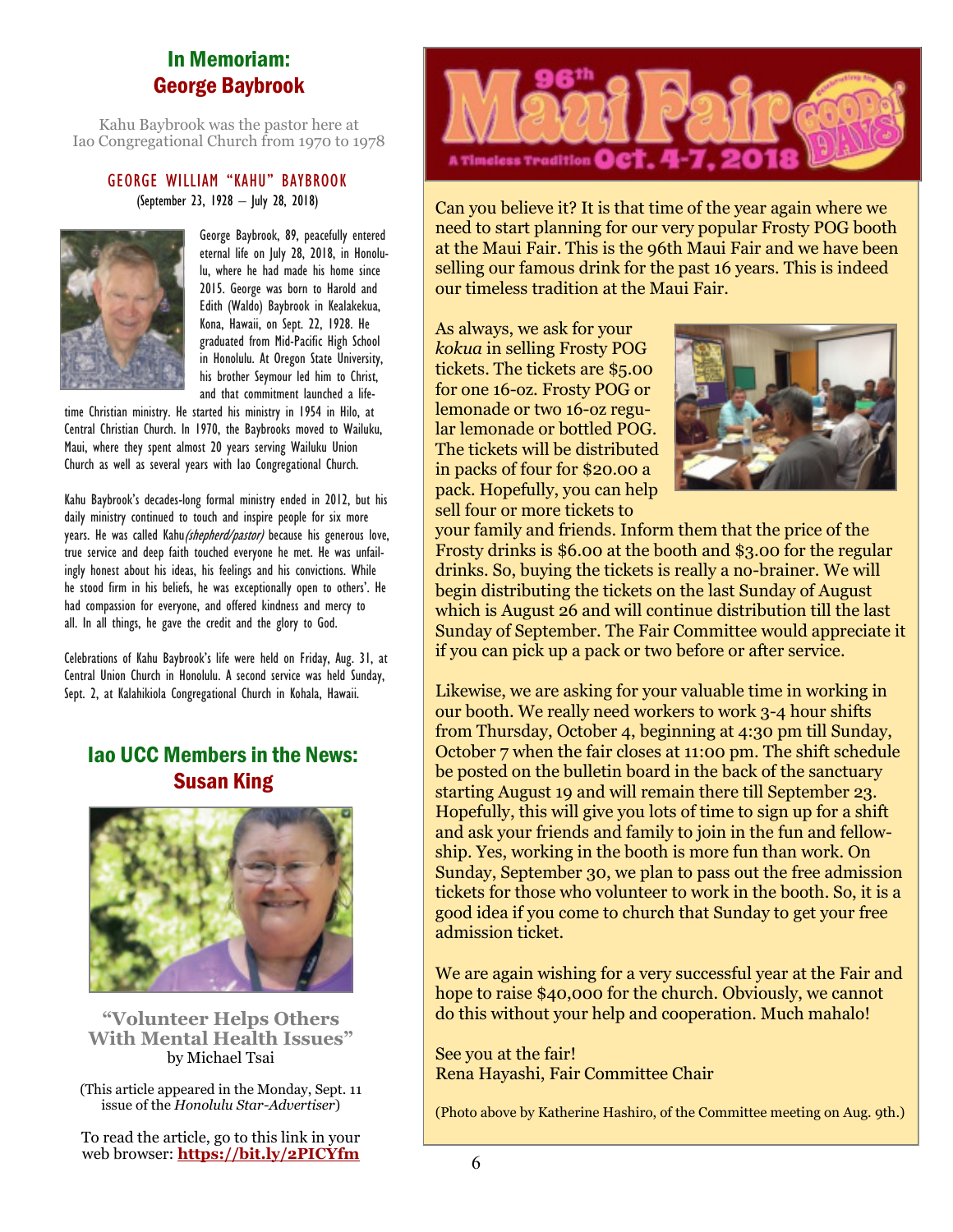## In Memoriam: George Baybrook

Kahu Baybrook was the pastor here at Iao Congregational Church from 1970 to 1978

### GEORGE WILLIAM "KAHU" BAYBROOK

(September 23, 1928 – July 28, 2018)

George Baybrook, 89, peacefully entered eternal life on July 28, 2018, in Honolulu, where he had made his home since 2015. George was born to Harold and Edith (Waldo) Baybrook in Kealakekua, Kona, Hawaii, on Sept. 22, 1928. He graduated from Mid-Pacific High School in Honolulu. At Oregon State University, his brother Seymour led him to Christ, and that commitment launched a lifetime Christian ministry. He started his ministry in 1954 in Hilo, at Central Christian Church. In 1970, the Baybrooks moved to Wailuku, Maui, where they spent almost 20 years serving Wailuku Union Church as well as several years with Iao Congregational Church.

Kahu Baybrook's decades-long formal ministry ended in 2012, but his daily ministry continued to touch and inspire people for six more years. He was called Kahu *(shepherd/pastor)* because his generous love, true service and deep faith touched everyone he met. He was unfailingly honest about his ideas, his feelings and his convictions. While he stood firm in his beliefs, he was exceptionally open to others'. He had compassion for everyone, and offered kindness and mercy to all. In all things, he gave the credit and the glory to God.

Celebrations of Kahu Baybrook's life were held on Friday, Aug. 31, at Central Union Church in Honolulu. A second service was held Sunday, Sept. 2, at Kalahikiola Congregational Church in Kohala, Hawaii.

## Iao UCC Members in the News: Susan King

**"Volunteer Helps Others With Mental Health Issues"**
by Michael Tsai

(This article appeared in the Monday, Sept. 11 issue of the *Honolulu Star-Advertiser*)

To read the article, go to this link in your web browser: **https://bit.ly/2PICYfm**

## 96th Maui Fair — A Timeless Tradition — Oct. 4-7, 2018 — Celebrating the Good Ol' Days

Can you believe it? It is that time of the year again where we need to start planning for our very popular Frosty POG booth at the Maui Fair. This is the 96th Maui Fair and we have been selling our famous drink for the past 16 years. This is indeed our timeless tradition at the Maui Fair.

As always, we ask for your *kokua* in selling Frosty POG tickets. The tickets are $5.00 for one 16-oz. Frosty POG or lemonade or two 16-oz regular lemonade or bottled POG. The tickets will be distributed in packs of four for $20.00 a pack. Hopefully, you can help sell four or more tickets to your family and friends. Inform them that the price of the Frosty drinks is $6.00 at the booth and $3.00 for the regular drinks. So, buying the tickets is really a no-brainer. We will begin distributing the tickets on the last Sunday of August which is August 26 and will continue distribution till the last Sunday of September. The Fair Committee would appreciate it if you can pick up a pack or two before or after service.

Likewise, we are asking for your valuable time in working in our booth. We really need workers to work 3-4 hour shifts from Thursday, October 4, beginning at 4:30 pm till Sunday, October 7 when the fair closes at 11:00 pm. The shift schedule be posted on the bulletin board in the back of the sanctuary starting August 19 and will remain there till September 23. Hopefully, this will give you lots of time to sign up for a shift and ask your friends and family to join in the fun and fellowship. Yes, working in the booth is more fun than work. On Sunday, September 30, we plan to pass out the free admission tickets for those who volunteer to work in the booth. So, it is a good idea if you come to church that Sunday to get your free admission ticket.

We are again wishing for a very successful year at the Fair and hope to raise $40,000 for the church. Obviously, we cannot do this without your help and cooperation. Much mahalo!

See you at the fair!
Rena Hayashi, Fair Committee Chair

(Photo above by Katherine Hashiro, of the Committee meeting on Aug. 9th.)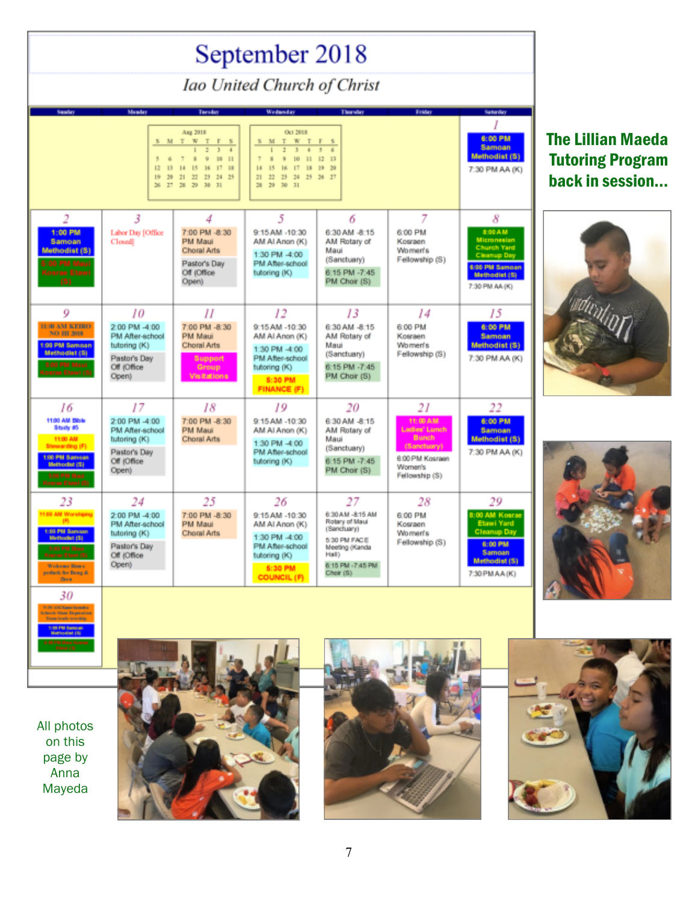# September 2018

*Iao United Church of Christ*

| Sunday | Monday | Tuesday | Wednesday | Thursday | Friday | Saturday |
|---|---|---|---|---|---|---|
| | | Aug 2018 | Oct 2018 | | | 1<br>6:00 PM Samoan Methodist (S)<br>7:30 PM AA (K) |
| 2<br>1:00 PM Samoan Methodist (S)<br>5:00 PM Maui Kosrae Elavi (S) | 3<br>Labor Day [Office Closed] | 4<br>7:00 PM -8:30 PM Maui Choral Arts<br>Pastor's Day Off (Office Open) | 5<br>9:15 AM -10:30 AM Al Anon (K)<br>1:30 PM -4:00 PM After-school tutoring (K) | 6<br>6:30 AM -8:15 AM Rotary of Maui (Sanctuary)<br>6:15 PM -7:45 PM Choir (S) | 7<br>6:00 PM Kosraen Women's Fellowship (S) | 8<br>8:00 AM Micronesian Church Yard Cleanup Day<br>6:00 PM Samoan Methodist (S)<br>7:30 PM AA (K) |
| 9<br>11:00 AM KEIRO NO HI 2018<br>1:00 PM Samoan Methodist (S)<br>5:00 PM Maui Kosrae Elavi (S) | 10<br>2:00 PM -4:00 PM After-school tutoring (K)<br>Pastor's Day Off (Office Open) | 11<br>7:00 PM -8:30 PM Maui Choral Arts<br>Support Group Visitations | 12<br>9:15 AM -10:30 AM Al Anon (K)<br>1:30 PM -4:00 PM After-school tutoring (K)<br>5:30 PM FINANCE (F) | 13<br>6:30 AM -8:15 AM Rotary of Maui (Sanctuary)<br>6:15 PM -7:45 PM Choir (S) | 14<br>6:00 PM Kosraen Women's Fellowship (S) | 15<br>6:00 PM Samoan Methodist (S)<br>7:30 PM AA (K) |
| 16<br>11:00 AM Bible Study #5<br>11:00 AM Stewarding (F)<br>1:00 PM Samoan Methodist (S)<br>5:00 PM Maui Kosrae Elavi (S) | 17<br>2:00 PM -4:00 PM After-school tutoring (K)<br>Pastor's Day Off (Office Open) | 18<br>7:00 PM -8:30 PM Maui Choral Arts | 19<br>9:15 AM -10:30 AM Al Anon (K)<br>1:30 PM -4:00 PM After-school tutoring (K) | 20<br>6:30 AM -8:15 AM Rotary of Maui (Sanctuary)<br>6:15 PM -7:45 PM Choir (S) | 21<br>11:00 AM Ladies' Lunch Bunch (Sanctuary)<br>6:00 PM Kosraen Women's Fellowship (S) | 22<br>6:00 PM Samoan Methodist (S)<br>7:30 PM AA (K) |
| 23<br>11:00 AM Worshiping (F)<br>1:00 PM Samoan Methodist (S)<br>5:00 PM Maui Kosrae Elavi (S)<br>Welcome Home potluck for Beng & Zhen | 24<br>2:00 PM -4:00 PM After-school tutoring (K)<br>Pastor's Day Off (Office Open) | 25<br>7:00 PM -8:30 PM Maui Choral Arts | 26<br>9:15 AM -10:30 AM Al Anon (K)<br>1:30 PM -4:00 PM After-school tutoring (K)<br>5:30 PM COUNCIL (F) | 27<br>6:30 AM -8:15 AM Rotary of Maui (Sanctuary)<br>5:30 PM FACE Meeting (Kanda Hall)<br>6:15 PM -7:45 PM Choir (S) | 28<br>6:00 PM Kosraen Women's Fellowship (S) | 29<br>8:00 AM Kosrae Elavi Yard Cleanup Day<br>6:00 PM Samoan Methodist (S)<br>7:30 PM AA (K) |
| 30<br>9:30 AM Kamehameha Schools Maui Deputation Team leads worship<br>1:00 PM Samoan Methodist (S)<br>5:00 PM Maui Kosrae Elavi (S) | | | | | | |

## The Lillian Maeda Tutoring Program back in session...

All photos on this page by Anna Mayeda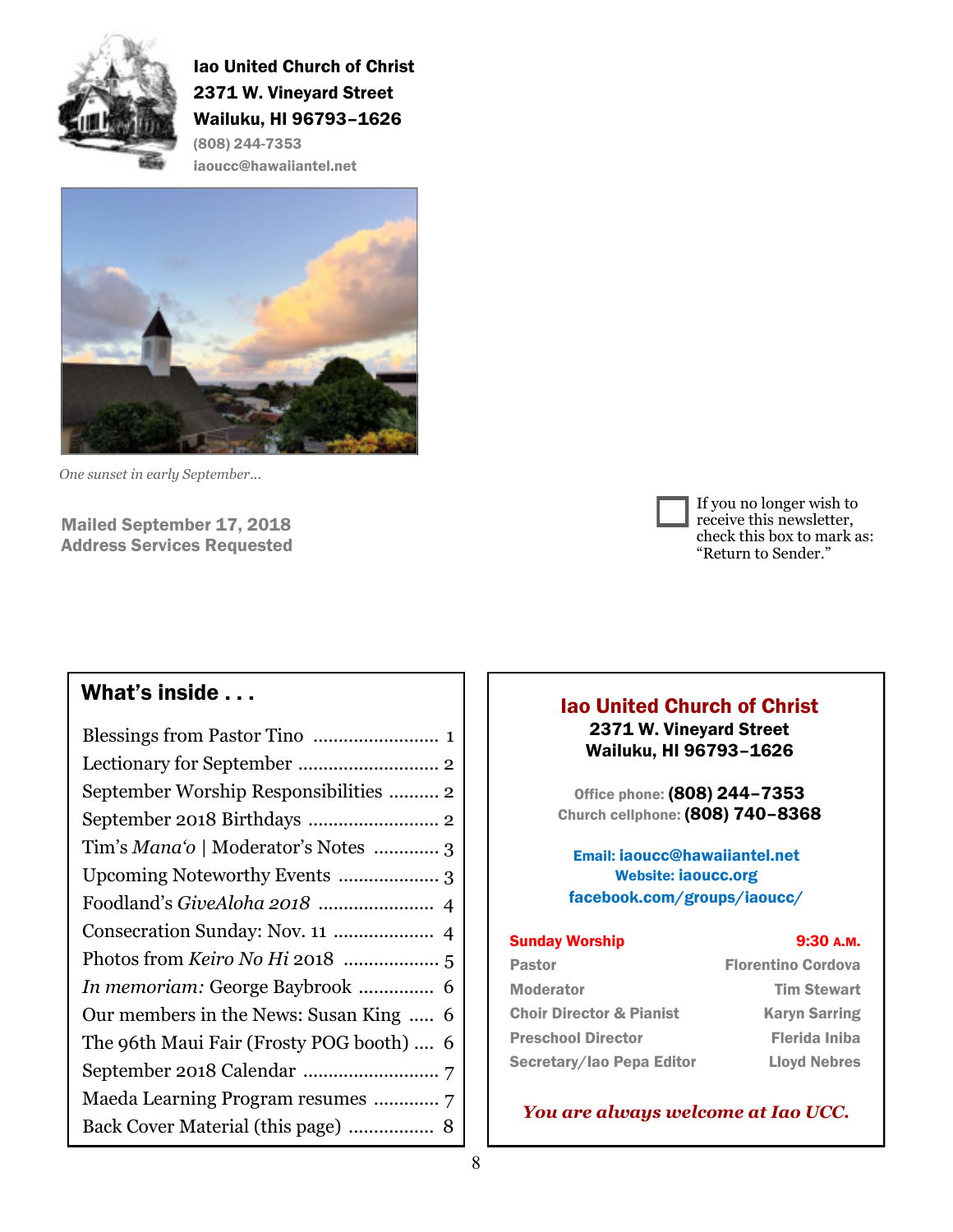**Iao United Church of Christ**
**2371 W. Vineyard Street**
**Wailuku, HI 96793–1626**
(808) 244-7353
iaoucc@hawaiiantel.net

*One sunset in early September…*

**Mailed September 17, 2018**
**Address Services Requested**

☐ If you no longer wish to receive this newsletter, check this box to mark as: "Return to Sender."

## What's inside . . .

| | |
|---|---|
| Blessings from Pastor Tino | 1 |
| Lectionary for September | 2 |
| September Worship Responsibilities | 2 |
| September 2018 Birthdays | 2 |
| Tim's *Mana'o* \| Moderator's Notes | 3 |
| Upcoming Noteworthy Events | 3 |
| Foodland's *GiveAloha 2018* | 4 |
| Consecration Sunday: Nov. 11 | 4 |
| Photos from *Keiro No Hi* 2018 | 5 |
| *In memoriam:* George Baybrook | 6 |
| Our members in the News: Susan King | 6 |
| The 96th Maui Fair (Frosty POG booth) | 6 |
| September 2018 Calendar | 7 |
| Maeda Learning Program resumes | 7 |
| Back Cover Material (this page) | 8 |

## Iao United Church of Christ

**2371 W. Vineyard Street**
**Wailuku, HI 96793–1626**

Office phone: **(808) 244–7353**
Church cellphone: **(808) 740–8368**

**Email:** iaoucc@hawaiiantel.net
**Website:** iaoucc.org
facebook.com/groups/iaoucc/

| | |
|---|---|
| **Sunday Worship** | **9:30 A.M.** |
| Pastor | Florentino Cordova |
| Moderator | Tim Stewart |
| Choir Director & Pianist | Karyn Sarring |
| Preschool Director | Flerida Iniba |
| Secretary/Iao Pepa Editor | Lloyd Nebres |

***You are always welcome at Iao UCC.***